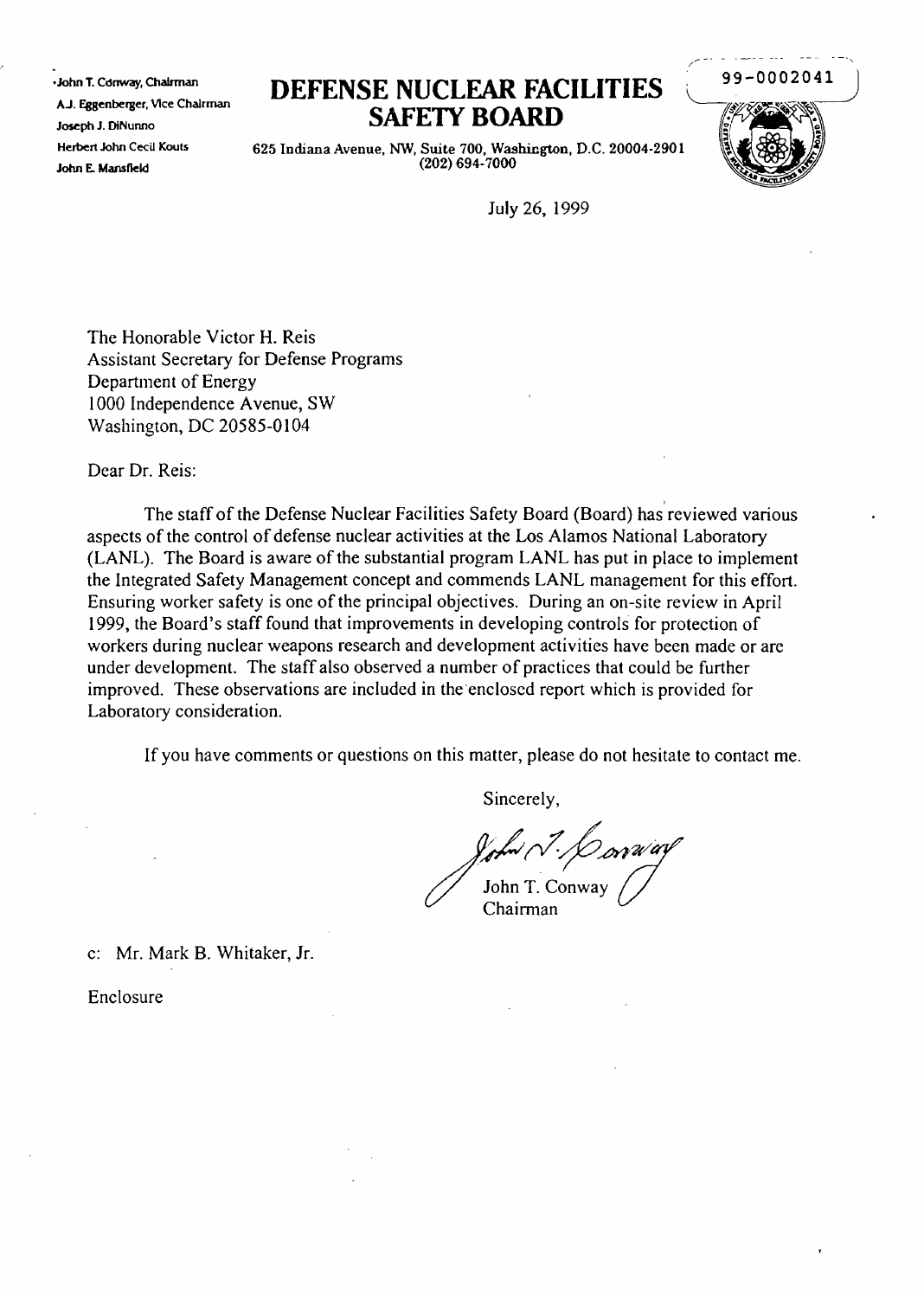John T. Conway, Chairman
A.J. Eggenberger, Vice Chairman
Joseph J. DiNunno
Herbert John Cecil Kouts
John E. Mansfield

# DEFENSE NUCLEAR FACILITIES SAFETY BOARD

625 Indiana Avenue, NW, Suite 700, Washington, D.C. 20004-2901
(202) 694-7000

99-0002041

July 26, 1999

The Honorable Victor H. Reis
Assistant Secretary for Defense Programs
Department of Energy
1000 Independence Avenue, SW
Washington, DC 20585-0104

Dear Dr. Reis:

The staff of the Defense Nuclear Facilities Safety Board (Board) has reviewed various aspects of the control of defense nuclear activities at the Los Alamos National Laboratory (LANL). The Board is aware of the substantial program LANL has put in place to implement the Integrated Safety Management concept and commends LANL management for this effort. Ensuring worker safety is one of the principal objectives. During an on-site review in April 1999, the Board's staff found that improvements in developing controls for protection of workers during nuclear weapons research and development activities have been made or are under development. The staff also observed a number of practices that could be further improved. These observations are included in the enclosed report which is provided for Laboratory consideration.

If you have comments or questions on this matter, please do not hesitate to contact me.

Sincerely,

John T. Conway
Chairman

c: Mr. Mark B. Whitaker, Jr.

Enclosure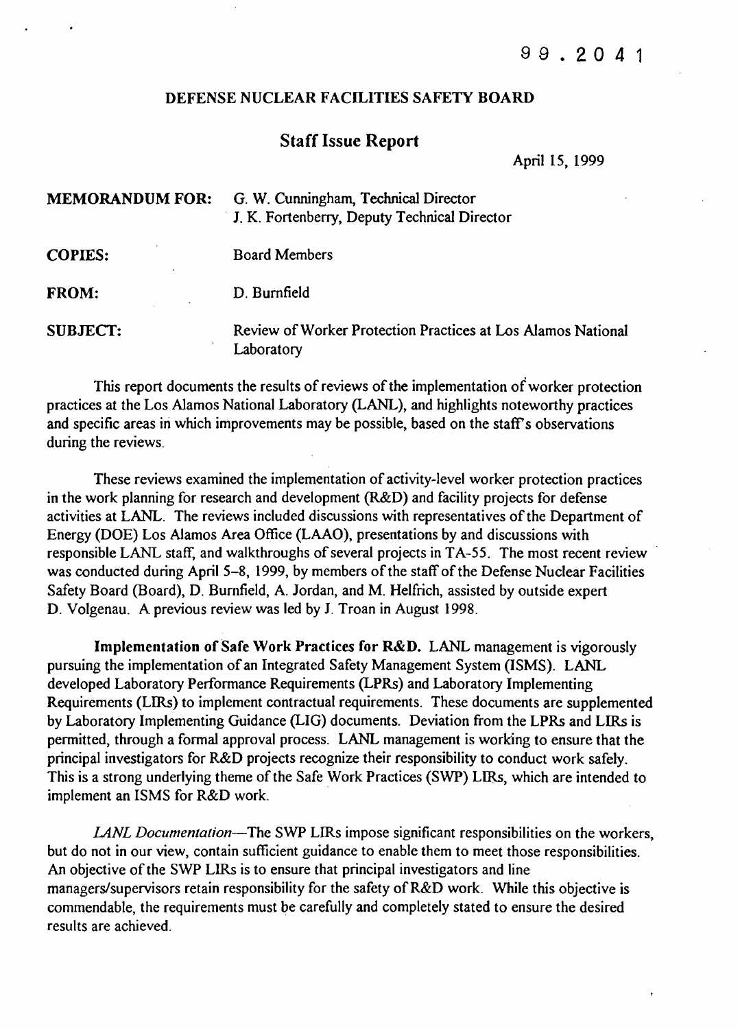99.2041

**DEFENSE NUCLEAR FACILITIES SAFETY BOARD**

## Staff Issue Report

April 15, 1999

| | |
|---|---|
| **MEMORANDUM FOR:** | G. W. Cunningham, Technical Director<br>J. K. Fortenberry, Deputy Technical Director |
| **COPIES:** | Board Members |
| **FROM:** | D. Burnfield |
| **SUBJECT:** | Review of Worker Protection Practices at Los Alamos National Laboratory |

This report documents the results of reviews of the implementation of worker protection practices at the Los Alamos National Laboratory (LANL), and highlights noteworthy practices and specific areas in which improvements may be possible, based on the staff's observations during the reviews.

These reviews examined the implementation of activity-level worker protection practices in the work planning for research and development (R&D) and facility projects for defense activities at LANL. The reviews included discussions with representatives of the Department of Energy (DOE) Los Alamos Area Office (LAAO), presentations by and discussions with responsible LANL staff, and walkthroughs of several projects in TA-55. The most recent review was conducted during April 5–8, 1999, by members of the staff of the Defense Nuclear Facilities Safety Board (Board), D. Burnfield, A. Jordan, and M. Helfrich, assisted by outside expert D. Volgenau. A previous review was led by J. Troan in August 1998.

**Implementation of Safe Work Practices for R&D.** LANL management is vigorously pursuing the implementation of an Integrated Safety Management System (ISMS). LANL developed Laboratory Performance Requirements (LPRs) and Laboratory Implementing Requirements (LIRs) to implement contractual requirements. These documents are supplemented by Laboratory Implementing Guidance (LIG) documents. Deviation from the LPRs and LIRs is permitted, through a formal approval process. LANL management is working to ensure that the principal investigators for R&D projects recognize their responsibility to conduct work safely. This is a strong underlying theme of the Safe Work Practices (SWP) LIRs, which are intended to implement an ISMS for R&D work.

*LANL Documentation*—The SWP LIRs impose significant responsibilities on the workers, but do not in our view, contain sufficient guidance to enable them to meet those responsibilities. An objective of the SWP LIRs is to ensure that principal investigators and line managers/supervisors retain responsibility for the safety of R&D work. While this objective is commendable, the requirements must be carefully and completely stated to ensure the desired results are achieved.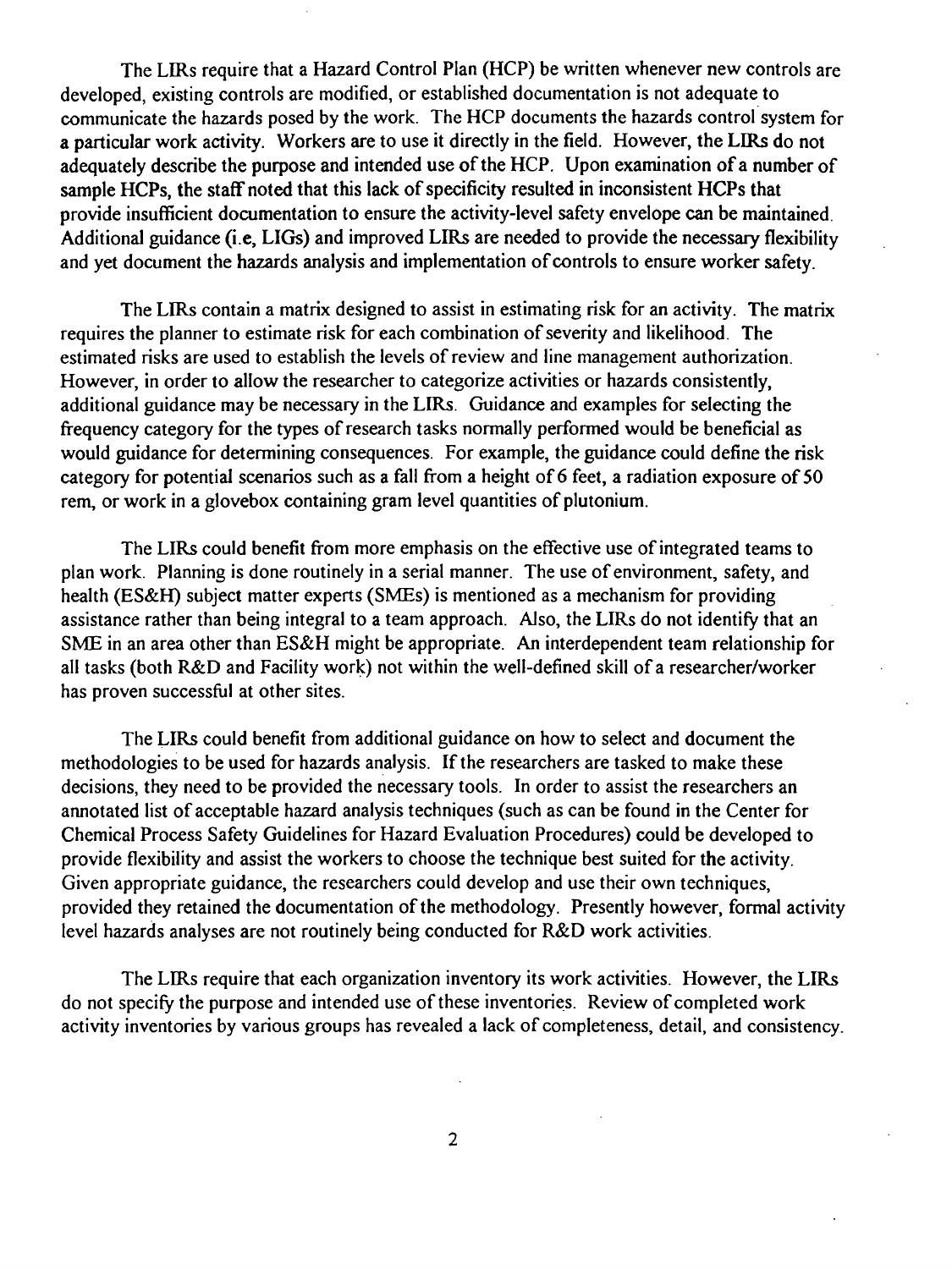The LIRs require that a Hazard Control Plan (HCP) be written whenever new controls are developed, existing controls are modified, or established documentation is not adequate to communicate the hazards posed by the work. The HCP documents the hazards control system for a particular work activity. Workers are to use it directly in the field. However, the LIRs do not adequately describe the purpose and intended use of the HCP. Upon examination of a number of sample HCPs, the staff noted that this lack of specificity resulted in inconsistent HCPs that provide insufficient documentation to ensure the activity-level safety envelope can be maintained. Additional guidance (i.e, LIGs) and improved LIRs are needed to provide the necessary flexibility and yet document the hazards analysis and implementation of controls to ensure worker safety.

The LIRs contain a matrix designed to assist in estimating risk for an activity. The matrix requires the planner to estimate risk for each combination of severity and likelihood. The estimated risks are used to establish the levels of review and line management authorization. However, in order to allow the researcher to categorize activities or hazards consistently, additional guidance may be necessary in the LIRs. Guidance and examples for selecting the frequency category for the types of research tasks normally performed would be beneficial as would guidance for determining consequences. For example, the guidance could define the risk category for potential scenarios such as a fall from a height of 6 feet, a radiation exposure of 50 rem, or work in a glovebox containing gram level quantities of plutonium.

The LIRs could benefit from more emphasis on the effective use of integrated teams to plan work. Planning is done routinely in a serial manner. The use of environment, safety, and health (ES&H) subject matter experts (SMEs) is mentioned as a mechanism for providing assistance rather than being integral to a team approach. Also, the LIRs do not identify that an SME in an area other than ES&H might be appropriate. An interdependent team relationship for all tasks (both R&D and Facility work) not within the well-defined skill of a researcher/worker has proven successful at other sites.

The LIRs could benefit from additional guidance on how to select and document the methodologies to be used for hazards analysis. If the researchers are tasked to make these decisions, they need to be provided the necessary tools. In order to assist the researchers an annotated list of acceptable hazard analysis techniques (such as can be found in the Center for Chemical Process Safety Guidelines for Hazard Evaluation Procedures) could be developed to provide flexibility and assist the workers to choose the technique best suited for the activity. Given appropriate guidance, the researchers could develop and use their own techniques, provided they retained the documentation of the methodology. Presently however, formal activity level hazards analyses are not routinely being conducted for R&D work activities.

The LIRs require that each organization inventory its work activities. However, the LIRs do not specify the purpose and intended use of these inventories. Review of completed work activity inventories by various groups has revealed a lack of completeness, detail, and consistency.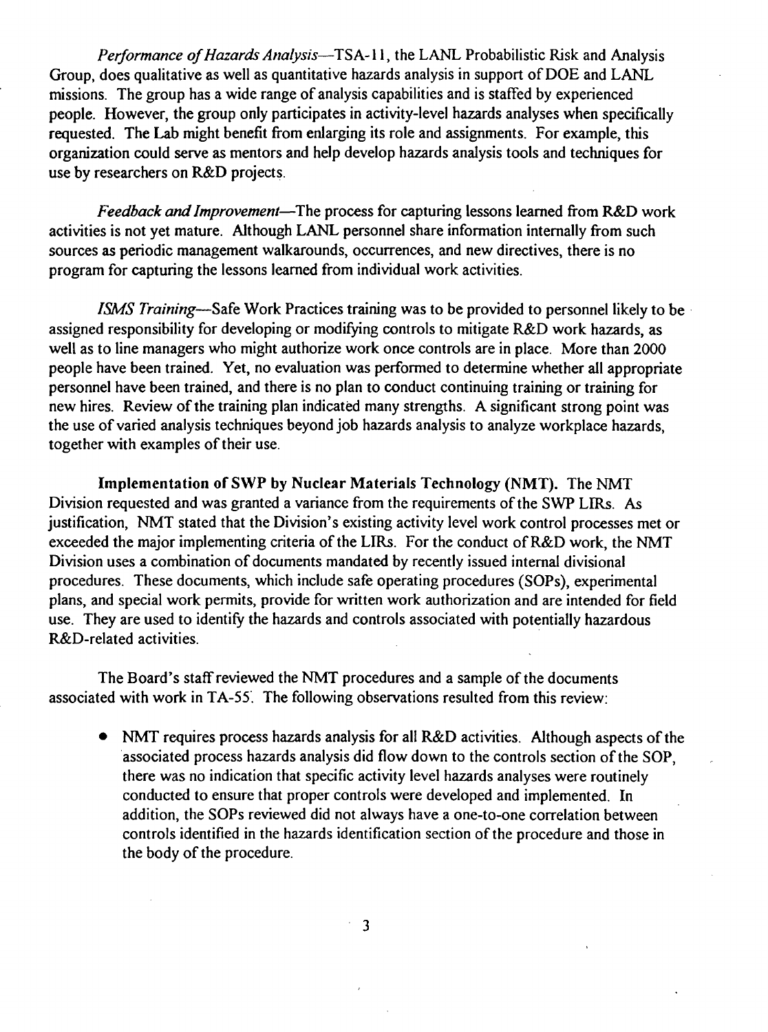*Performance of Hazards Analysis*—TSA-11, the LANL Probabilistic Risk and Analysis Group, does qualitative as well as quantitative hazards analysis in support of DOE and LANL missions. The group has a wide range of analysis capabilities and is staffed by experienced people. However, the group only participates in activity-level hazards analyses when specifically requested. The Lab might benefit from enlarging its role and assignments. For example, this organization could serve as mentors and help develop hazards analysis tools and techniques for use by researchers on R&D projects.

*Feedback and Improvement*—The process for capturing lessons learned from R&D work activities is not yet mature. Although LANL personnel share information internally from such sources as periodic management walkarounds, occurrences, and new directives, there is no program for capturing the lessons learned from individual work activities.

*ISMS Training*—Safe Work Practices training was to be provided to personnel likely to be assigned responsibility for developing or modifying controls to mitigate R&D work hazards, as well as to line managers who might authorize work once controls are in place. More than 2000 people have been trained. Yet, no evaluation was performed to determine whether all appropriate personnel have been trained, and there is no plan to conduct continuing training or training for new hires. Review of the training plan indicated many strengths. A significant strong point was the use of varied analysis techniques beyond job hazards analysis to analyze workplace hazards, together with examples of their use.

**Implementation of SWP by Nuclear Materials Technology (NMT).** The NMT Division requested and was granted a variance from the requirements of the SWP LIRs. As justification, NMT stated that the Division's existing activity level work control processes met or exceeded the major implementing criteria of the LIRs. For the conduct of R&D work, the NMT Division uses a combination of documents mandated by recently issued internal divisional procedures. These documents, which include safe operating procedures (SOPs), experimental plans, and special work permits, provide for written work authorization and are intended for field use. They are used to identify the hazards and controls associated with potentially hazardous R&D-related activities.

The Board's staff reviewed the NMT procedures and a sample of the documents associated with work in TA-55. The following observations resulted from this review:

- NMT requires process hazards analysis for all R&D activities. Although aspects of the associated process hazards analysis did flow down to the controls section of the SOP, there was no indication that specific activity level hazards analyses were routinely conducted to ensure that proper controls were developed and implemented. In addition, the SOPs reviewed did not always have a one-to-one correlation between controls identified in the hazards identification section of the procedure and those in the body of the procedure.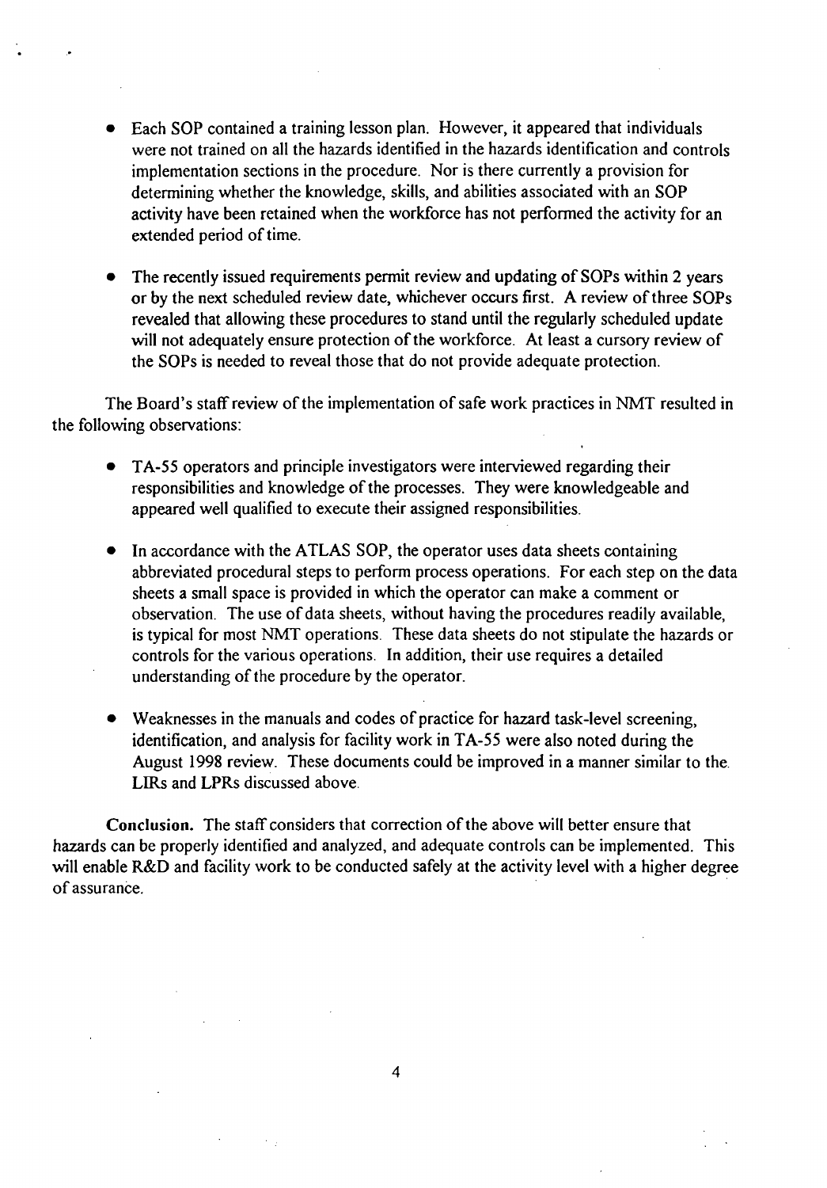- Each SOP contained a training lesson plan. However, it appeared that individuals were not trained on all the hazards identified in the hazards identification and controls implementation sections in the procedure. Nor is there currently a provision for determining whether the knowledge, skills, and abilities associated with an SOP activity have been retained when the workforce has not performed the activity for an extended period of time.

- The recently issued requirements permit review and updating of SOPs within 2 years or by the next scheduled review date, whichever occurs first. A review of three SOPs revealed that allowing these procedures to stand until the regularly scheduled update will not adequately ensure protection of the workforce. At least a cursory review of the SOPs is needed to reveal those that do not provide adequate protection.

The Board's staff review of the implementation of safe work practices in NMT resulted in the following observations:

- TA-55 operators and principle investigators were interviewed regarding their responsibilities and knowledge of the processes. They were knowledgeable and appeared well qualified to execute their assigned responsibilities.

- In accordance with the ATLAS SOP, the operator uses data sheets containing abbreviated procedural steps to perform process operations. For each step on the data sheets a small space is provided in which the operator can make a comment or observation. The use of data sheets, without having the procedures readily available, is typical for most NMT operations. These data sheets do not stipulate the hazards or controls for the various operations. In addition, their use requires a detailed understanding of the procedure by the operator.

- Weaknesses in the manuals and codes of practice for hazard task-level screening, identification, and analysis for facility work in TA-55 were also noted during the August 1998 review. These documents could be improved in a manner similar to the LIRs and LPRs discussed above.

**Conclusion.** The staff considers that correction of the above will better ensure that hazards can be properly identified and analyzed, and adequate controls can be implemented. This will enable R&D and facility work to be conducted safely at the activity level with a higher degree of assurance.